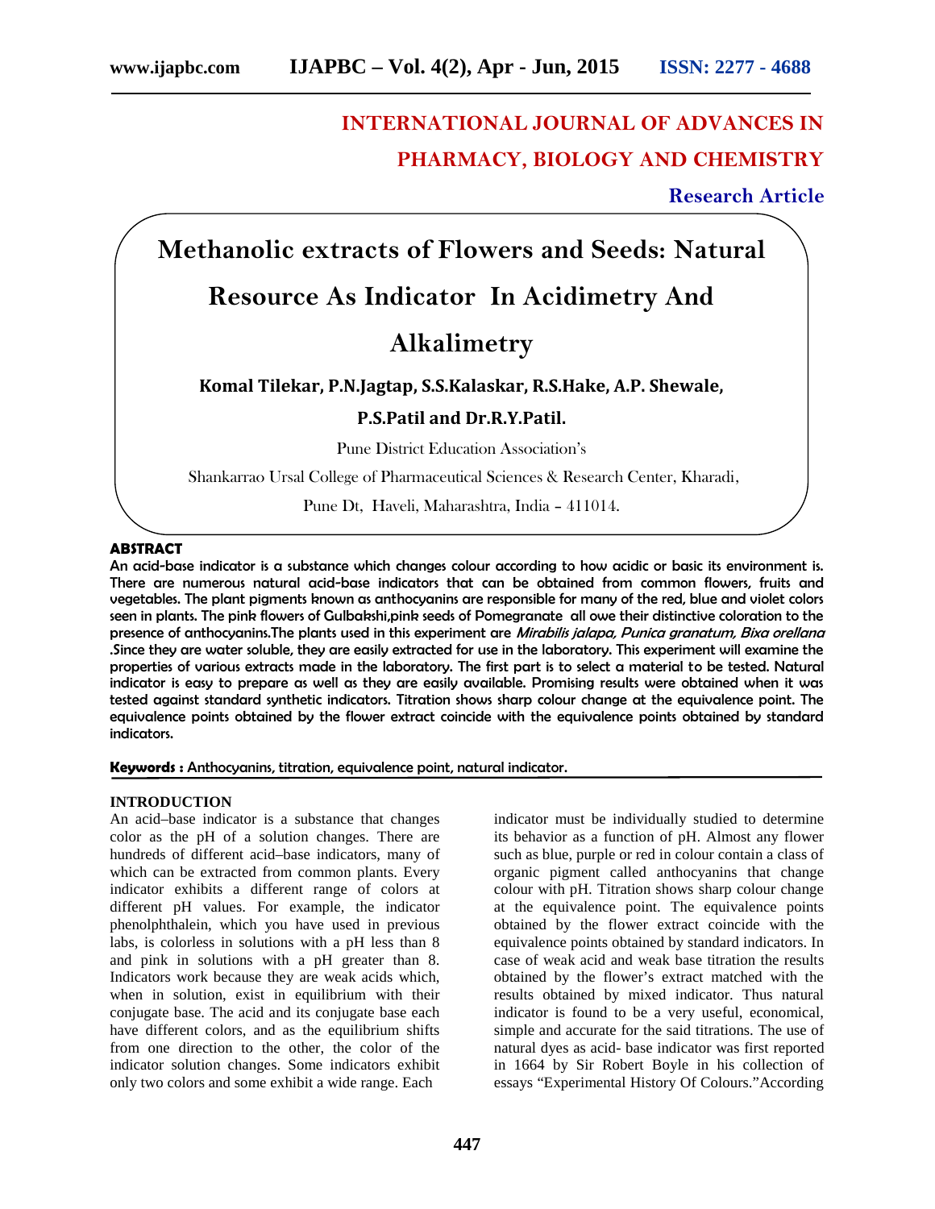## INTERNATIONAL JOURNAL OF ADVANCES IN PHARMACY, BIOLOGY AND CHEMISTRY

**Research Article**

# Methanolic extracts of Flowers and Seeds: Natural Resource As Indicator In Acidimetry And Alkalimetry

**Komal Tilekar, P.N.Jagtap, S.S.Kalaskar, R.S.Hake, A.P. Shewale, P.S.Patil and Dr.R.Y.Patil.**

Pune District Education Association's

Shankarrao Ursal College of Pharmaceutical Sciences & Research Center, Kharadi,

Pune Dt, Haveli, Maharashtra, India – 411014.

### ABSTRACT

**An acid-base indicator is a substance which changes colour according to how acidic or basic its environment is. There are numerous natural acid-base indicators that can be obtained from common flowers, fruits and vegetables. The plant pigments known as anthocyanins are responsible for many of the red, blue and violet colors seen in plants. The pink flowers of Gulbakshi,pink seeds of Pomegranate all owe their distinctive coloration to the presence of anthocyanins.The plants used in this experiment are *Mirabilis jalapa, Punica granatum, Bixa orellana* .Since they are water soluble, they are easily extracted for use in the laboratory. This experiment will examine the properties of various extracts made in the laboratory. The first part is to select a material to be tested. Natural indicator is easy to prepare as well as they are easily available. Promising results were obtained when it was tested against standard synthetic indicators. Titration shows sharp colour change at the equivalence point. The equivalence points obtained by the flower extract coincide with the equivalence points obtained by standard indicators.**

**Keywords :** Anthocyanins, titration, equivalence point, natural indicator.

### INTRODUCTION

An acid–base indicator is a substance that changes color as the pH of a solution changes. There are hundreds of different acid–base indicators, many of which can be extracted from common plants. Every indicator exhibits a different range of colors at different pH values. For example, the indicator phenolphthalein, which you have used in previous labs, is colorless in solutions with a pH less than 8 and pink in solutions with a pH greater than 8. Indicators work because they are weak acids which, when in solution, exist in equilibrium with their conjugate base. The acid and its conjugate base each have different colors, and as the equilibrium shifts from one direction to the other, the color of the indicator solution changes. Some indicators exhibit only two colors and some exhibit a wide range. Each indicator must be individually studied to determine its behavior as a function of pH. Almost any flower such as blue, purple or red in colour contain a class of organic pigment called anthocyanins that change colour with pH. Titration shows sharp colour change at the equivalence point. The equivalence points obtained by the flower extract coincide with the equivalence points obtained by standard indicators. In case of weak acid and weak base titration the results obtained by the flower's extract matched with the results obtained by mixed indicator. Thus natural indicator is found to be a very useful, economical, simple and accurate for the said titrations. The use of natural dyes as acid- base indicator was first reported in 1664 by Sir Robert Boyle in his collection of essays "Experimental History Of Colours."According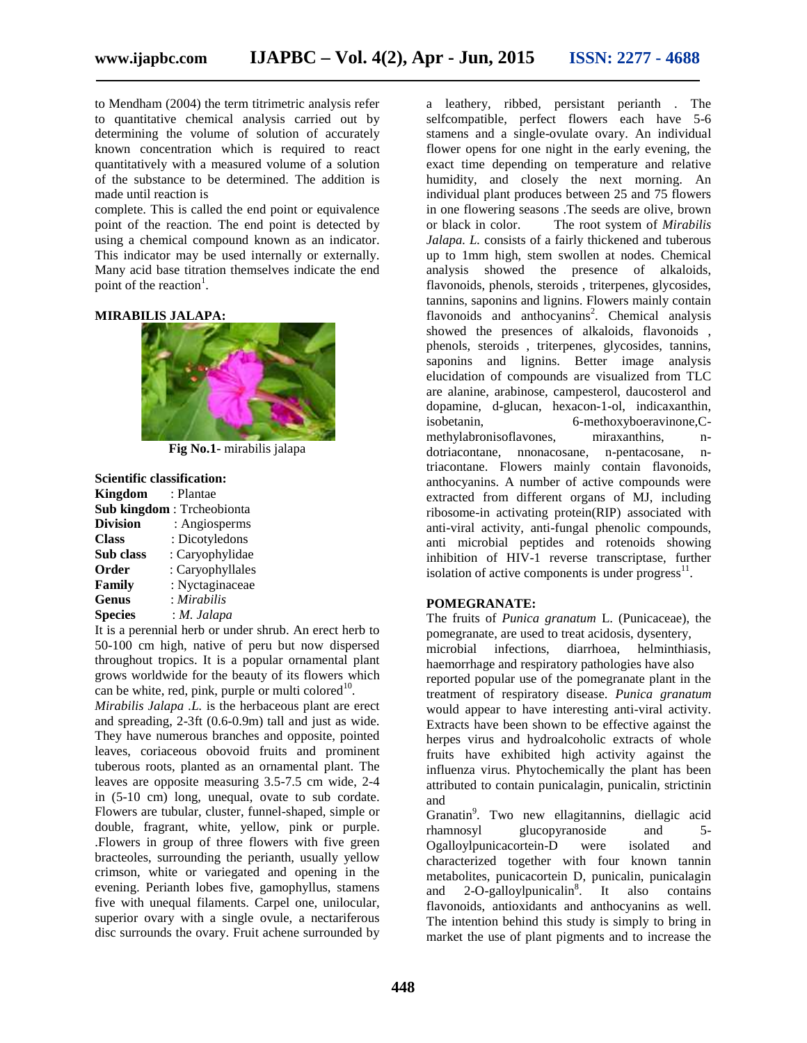to Mendham (2004) the term titrimetric analysis refer to quantitative chemical analysis carried out by determining the volume of solution of accurately known concentration which is required to react quantitatively with a measured volume of a solution of the substance to be determined. The addition is made until reaction is

complete. This is called the end point or equivalence point of the reaction. The end point is detected by using a chemical compound known as an indicator. This indicator may be used internally or externally. Many acid base titration themselves indicate the end point of the reaction[1].

**MIRABILIS JALAPA:**

**Fig No.1-** mirabilis jalapa

**Scientific classification:**

**Kingdom** : Plantae
**Sub kingdom** : Trcheobionta
**Division** : Angiosperms
**Class** : Dicotyledons
**Sub class** : Caryophylidae
**Order** : Caryophyllales
**Family** : Nyctaginaceae
**Genus** : *Mirabilis*
**Species** : *M. Jalapa*

It is a perennial herb or under shrub. An erect herb to 50-100 cm high, native of peru but now dispersed throughout tropics. It is a popular ornamental plant grows worldwide for the beauty of its flowers which can be white, red, pink, purple or multi colored[10].

*Mirabilis Jalapa .L.* is the herbaceous plant are erect and spreading, 2-3ft (0.6-0.9m) tall and just as wide. They have numerous branches and opposite, pointed leaves, coriaceous obovoid fruits and prominent tuberous roots, planted as an ornamental plant. The leaves are opposite measuring 3.5-7.5 cm wide, 2-4 in (5-10 cm) long, unequal, ovate to sub cordate. Flowers are tubular, cluster, funnel-shaped, simple or double, fragrant, white, yellow, pink or purple. .Flowers in group of three flowers with five green bracteoles, surrounding the perianth, usually yellow crimson, white or variegated and opening in the evening. Perianth lobes five, gamophyllus, stamens five with unequal filaments. Carpel one, unilocular, superior ovary with a single ovule, a nectariferous disc surrounds the ovary. Fruit achene surrounded by a leathery, ribbed, persistant perianth . The selfcompatible, perfect flowers each have 5-6 stamens and a single-ovulate ovary. An individual flower opens for one night in the early evening, the exact time depending on temperature and relative humidity, and closely the next morning. An individual plant produces between 25 and 75 flowers in one flowering seasons .The seeds are olive, brown or black in color. The root system of *Mirabilis Jalapa. L.* consists of a fairly thickened and tuberous up to 1mm high, stem swollen at nodes. Chemical analysis showed the presence of alkaloids, flavonoids, phenols, steroids , triterpenes, glycosides, tannins, saponins and lignins. Flowers mainly contain flavonoids and anthocyanins[2]. Chemical analysis showed the presences of alkaloids, flavonoids , phenols, steroids , triterpenes, glycosides, tannins, saponins and lignins. Better image analysis elucidation of compounds are visualized from TLC are alanine, arabinose, campesterol, daucosterol and dopamine, d-glucan, hexacon-1-ol, indicaxanthin, isobetanin, 6-methoxyboeravinone,C-methylabronisoflavones, miraxanthins, n-dotriacontane, nnonacosane, n-pentacosane, n-triacontane. Flowers mainly contain flavonoids, anthocyanins. A number of active compounds were extracted from different organs of MJ, including ribosome-in activating protein(RIP) associated with anti-viral activity, anti-fungal phenolic compounds, anti microbial peptides and rotenoids showing inhibition of HIV-1 reverse transcriptase, further isolation of active components is under progress[11].

**POMEGRANATE:**

The fruits of *Punica granatum* L. (Punicaceae), the pomegranate, are used to treat acidosis, dysentery, microbial infections, diarrhoea, helminthiasis, haemorrhage and respiratory pathologies have also reported popular use of the pomegranate plant in the treatment of respiratory disease. *Punica granatum* would appear to have interesting anti-viral activity. Extracts have been shown to be effective against the herpes virus and hydroalcoholic extracts of whole fruits have exhibited high activity against the influenza virus. Phytochemically the plant has been attributed to contain punicalagin, punicalin, strictinin and

Granatin[9]. Two new ellagitannins, diellagic acid rhamnosyl glucopyranoside and 5-Ogalloylpunicacortein-D were isolated and characterized together with four known tannin metabolites, punicacortein D, punicalin, punicalagin and 2-O-galloylpunicalin[8]. It also contains flavonoids, antioxidants and anthocyanins as well. The intention behind this study is simply to bring in market the use of plant pigments and to increase the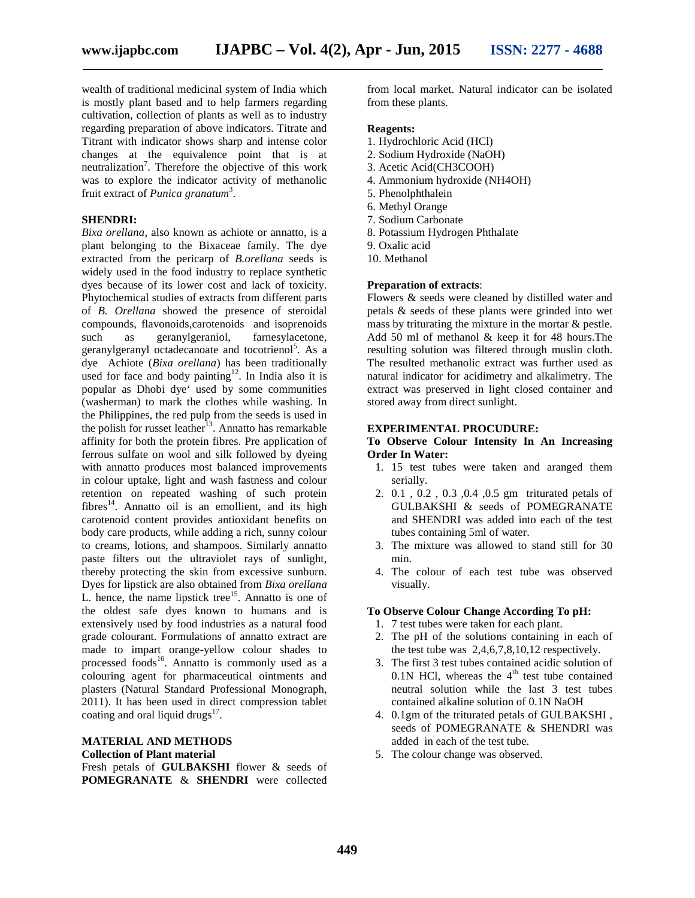wealth of traditional medicinal system of India which is mostly plant based and to help farmers regarding cultivation, collection of plants as well as to industry regarding preparation of above indicators. Titrate and Titrant with indicator shows sharp and intense color changes at the equivalence point that is at neutralization[7]. Therefore the objective of this work was to explore the indicator activity of methanolic fruit extract of *Punica granatum*[3].

**SHENDRI:**

*Bixa orellana*, also known as achiote or annatto, is a plant belonging to the Bixaceae family. The dye extracted from the pericarp of *B.orellana* seeds is widely used in the food industry to replace synthetic dyes because of its lower cost and lack of toxicity. Phytochemical studies of extracts from different parts of *B. Orellana* showed the presence of steroidal compounds, flavonoids,carotenoids and isoprenoids such as geranylgeraniol, farnesylacetone, geranylgeranyl octadecanoate and tocotrienol[5]. As a dye Achiote (*Bixa orellana*) has been traditionally used for face and body painting[12]. In India also it is popular as Dhobi dye' used by some communities (washerman) to mark the clothes while washing. In the Philippines, the red pulp from the seeds is used in the polish for russet leather[13]. Annatto has remarkable affinity for both the protein fibres. Pre application of ferrous sulfate on wool and silk followed by dyeing with annatto produces most balanced improvements in colour uptake, light and wash fastness and colour retention on repeated washing of such protein fibres[14]. Annatto oil is an emollient, and its high carotenoid content provides antioxidant benefits on body care products, while adding a rich, sunny colour to creams, lotions, and shampoos. Similarly annatto paste filters out the ultraviolet rays of sunlight, thereby protecting the skin from excessive sunburn. Dyes for lipstick are also obtained from *Bixa orellana* L. hence, the name lipstick tree[15]. Annatto is one of the oldest safe dyes known to humans and is extensively used by food industries as a natural food grade colourant. Formulations of annatto extract are made to impart orange-yellow colour shades to processed foods[16]. Annatto is commonly used as a colouring agent for pharmaceutical ointments and plasters (Natural Standard Professional Monograph, 2011). It has been used in direct compression tablet coating and oral liquid drugs[17].

## MATERIAL AND METHODS

**Collection of Plant material**

Fresh petals of **GULBAKSHI** flower & seeds of **POMEGRANATE** & **SHENDRI** were collected from local market. Natural indicator can be isolated from these plants.

**Reagents:**

1. Hydrochloric Acid (HCl)
2. Sodium Hydroxide (NaOH)
3. Acetic Acid(CH3COOH)
4. Ammonium hydroxide (NH4OH)
5. Phenolphthalein
6. Methyl Orange
7. Sodium Carbonate
8. Potassium Hydrogen Phthalate
9. Oxalic acid
10. Methanol

**Preparation of extracts**:

Flowers & seeds were cleaned by distilled water and petals & seeds of these plants were grinded into wet mass by triturating the mixture in the mortar & pestle. Add 50 ml of methanol & keep it for 48 hours.The resulting solution was filtered through muslin cloth. The resulted methanolic extract was further used as natural indicator for acidimetry and alkalimetry. The extract was preserved in light closed container and stored away from direct sunlight.

**EXPERIMENTAL PROCUDURE:**

**To Observe Colour Intensity In An Increasing Order In Water:**

1. 15 test tubes were taken and aranged them serially.
2. 0.1 , 0.2 , 0.3 ,0.4 ,0.5 gm triturated petals of GULBAKSHI & seeds of POMEGRANATE and SHENDRI was added into each of the test tubes containing 5ml of water.
3. The mixture was allowed to stand still for 30 min.
4. The colour of each test tube was observed visually.

**To Observe Colour Change According To pH:**

1. 7 test tubes were taken for each plant.
2. The pH of the solutions containing in each of the test tube was 2,4,6,7,8,10,12 respectively.
3. The first 3 test tubes contained acidic solution of 0.1N HCl, whereas the 4th test tube contained neutral solution while the last 3 test tubes contained alkaline solution of 0.1N NaOH
4. 0.1gm of the triturated petals of GULBAKSHI , seeds of POMEGRANATE & SHENDRI was added in each of the test tube.
5. The colour change was observed.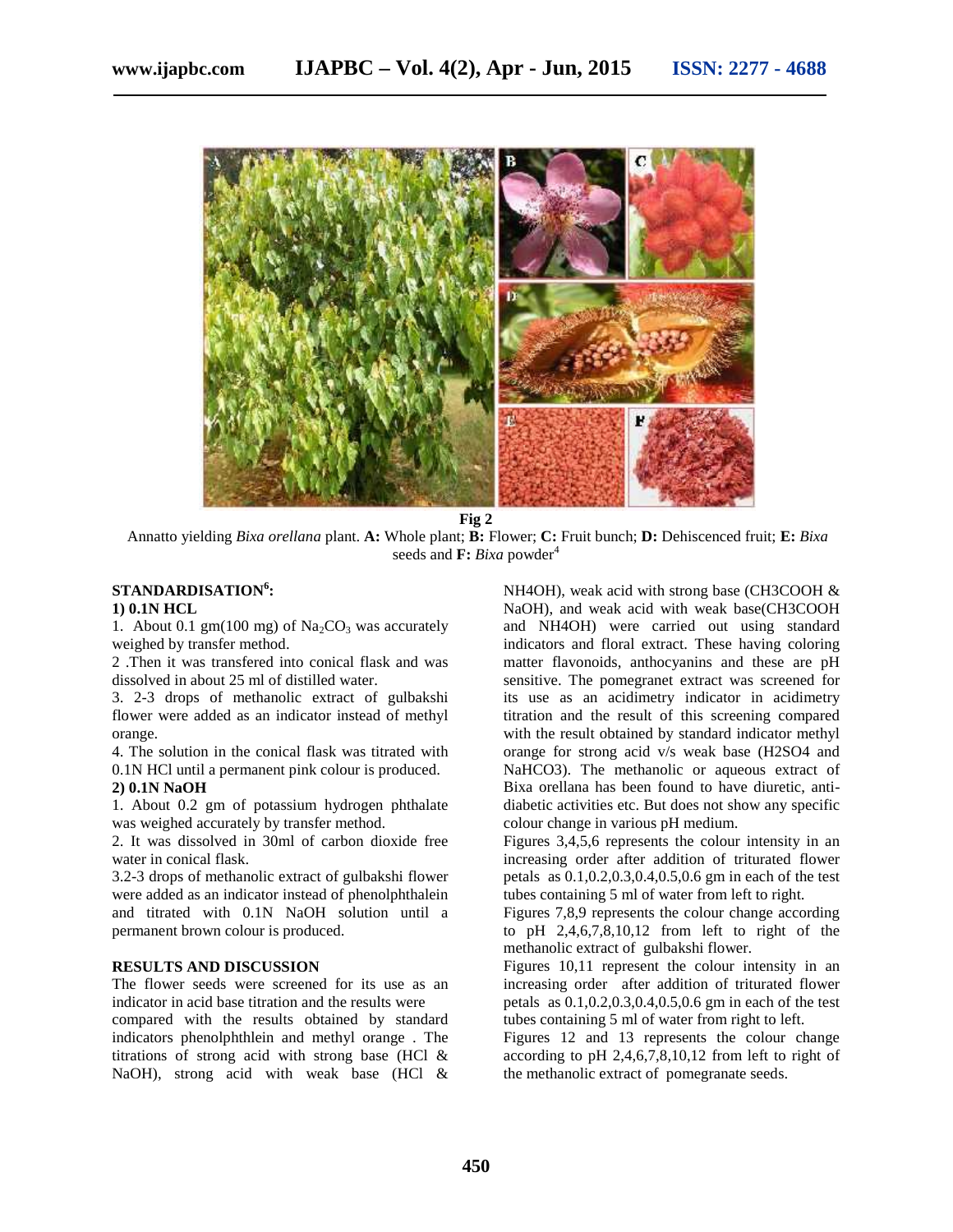**Fig 2**

Annatto yielding *Bixa orellana* plant. **A:** Whole plant; **B:** Flower; **C:** Fruit bunch; **D:** Dehiscenced fruit; **E:** *Bixa* seeds and **F:** *Bixa* powder[4]

## STANDARDISATION[6]:

**1) 0.1N HCL**

1. About 0.1 gm(100 mg) of $Na_2CO_3$ was accurately weighed by transfer method.

2 .Then it was transfered into conical flask and was dissolved in about 25 ml of distilled water.

3. 2-3 drops of methanolic extract of gulbakshi flower were added as an indicator instead of methyl orange.

4. The solution in the conical flask was titrated with 0.1N HCl until a permanent pink colour is produced.

**2) 0.1N NaOH**

1. About 0.2 gm of potassium hydrogen phthalate was weighed accurately by transfer method.

2. It was dissolved in 30ml of carbon dioxide free water in conical flask.

3.2-3 drops of methanolic extract of gulbakshi flower were added as an indicator instead of phenolphthalein and titrated with 0.1N NaOH solution until a permanent brown colour is produced.

## RESULTS AND DISCUSSION

The flower seeds were screened for its use as an indicator in acid base titration and the results were compared with the results obtained by standard indicators phenolphthlein and methyl orange . The titrations of strong acid with strong base (HCl & NaOH), strong acid with weak base (HCl & NH4OH), weak acid with strong base (CH3COOH & NaOH), and weak acid with weak base(CH3COOH and NH4OH) were carried out using standard indicators and floral extract. These having coloring matter flavonoids, anthocyanins and these are pH sensitive. The pomegranet extract was screened for its use as an acidimetry indicator in acidimetry titration and the result of this screening compared with the result obtained by standard indicator methyl orange for strong acid v/s weak base (H2SO4 and NaHCO3). The methanolic or aqueous extract of Bixa orellana has been found to have diuretic, anti-diabetic activities etc. But does not show any specific colour change in various pH medium.

Figures 3,4,5,6 represents the colour intensity in an increasing order after addition of triturated flower petals as 0.1,0.2,0.3,0.4,0.5,0.6 gm in each of the test tubes containing 5 ml of water from left to right.

Figures 7,8,9 represents the colour change according to pH 2,4,6,7,8,10,12 from left to right of the methanolic extract of gulbakshi flower.

Figures 10,11 represent the colour intensity in an increasing order after addition of triturated flower petals as 0.1,0.2,0.3,0.4,0.5,0.6 gm in each of the test tubes containing 5 ml of water from right to left.

Figures 12 and 13 represents the colour change according to pH 2,4,6,7,8,10,12 from left to right of the methanolic extract of pomegranate seeds.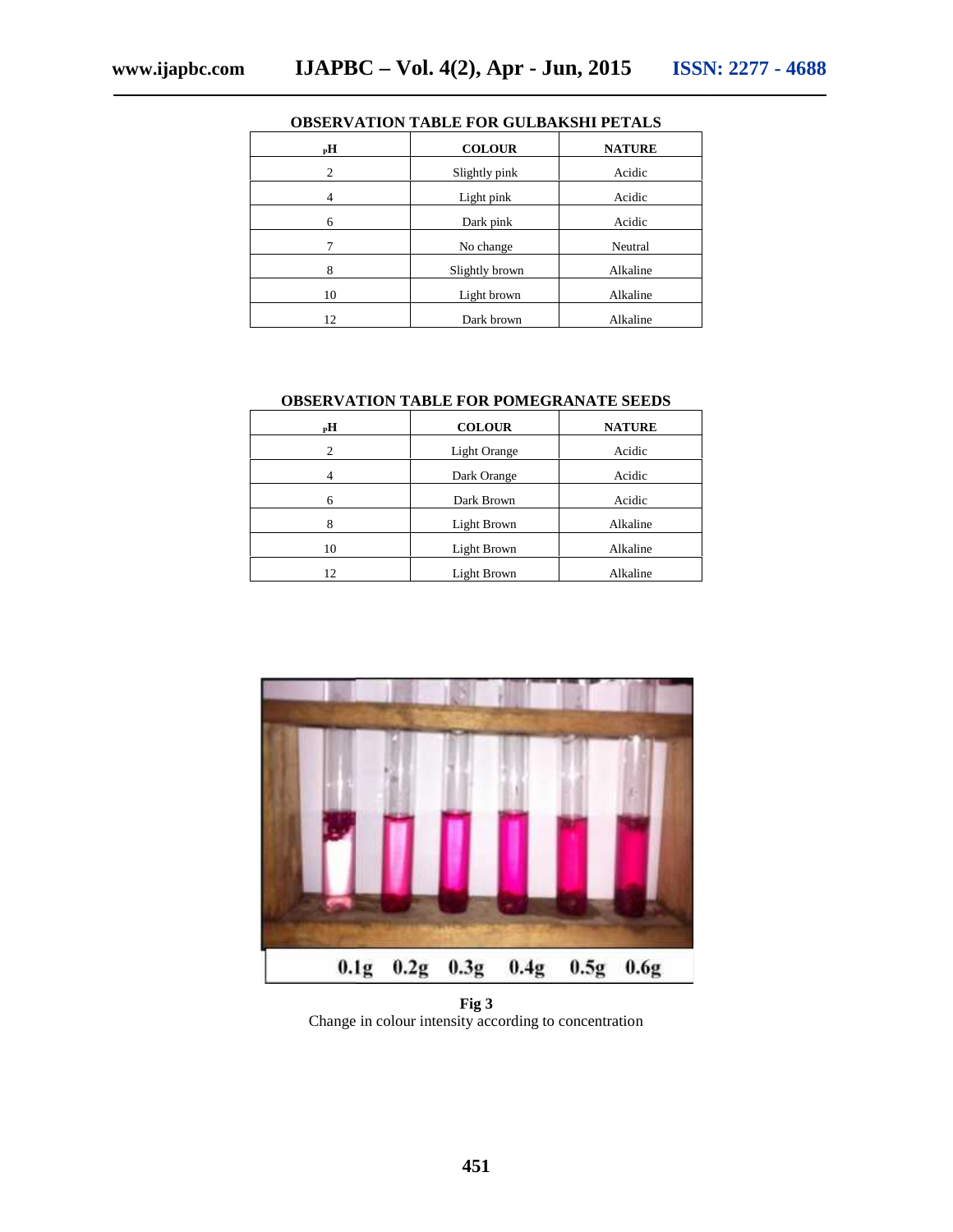**OBSERVATION TABLE FOR GULBAKSHI PETALS**

| pH | COLOUR | NATURE |
|---|---|---|
| 2 | Slightly pink | Acidic |
| 4 | Light pink | Acidic |
| 6 | Dark pink | Acidic |
| 7 | No change | Neutral |
| 8 | Slightly brown | Alkaline |
| 10 | Light brown | Alkaline |
| 12 | Dark brown | Alkaline |

**OBSERVATION TABLE FOR POMEGRANATE SEEDS**

| pH | COLOUR | NATURE |
|---|---|---|
| 2 | Light Orange | Acidic |
| 4 | Dark Orange | Acidic |
| 6 | Dark Brown | Acidic |
| 8 | Light Brown | Alkaline |
| 10 | Light Brown | Alkaline |
| 12 | Light Brown | Alkaline |

0.1g 0.2g 0.3g 0.4g 0.5g 0.6g

**Fig 3**

Change in colour intensity according to concentration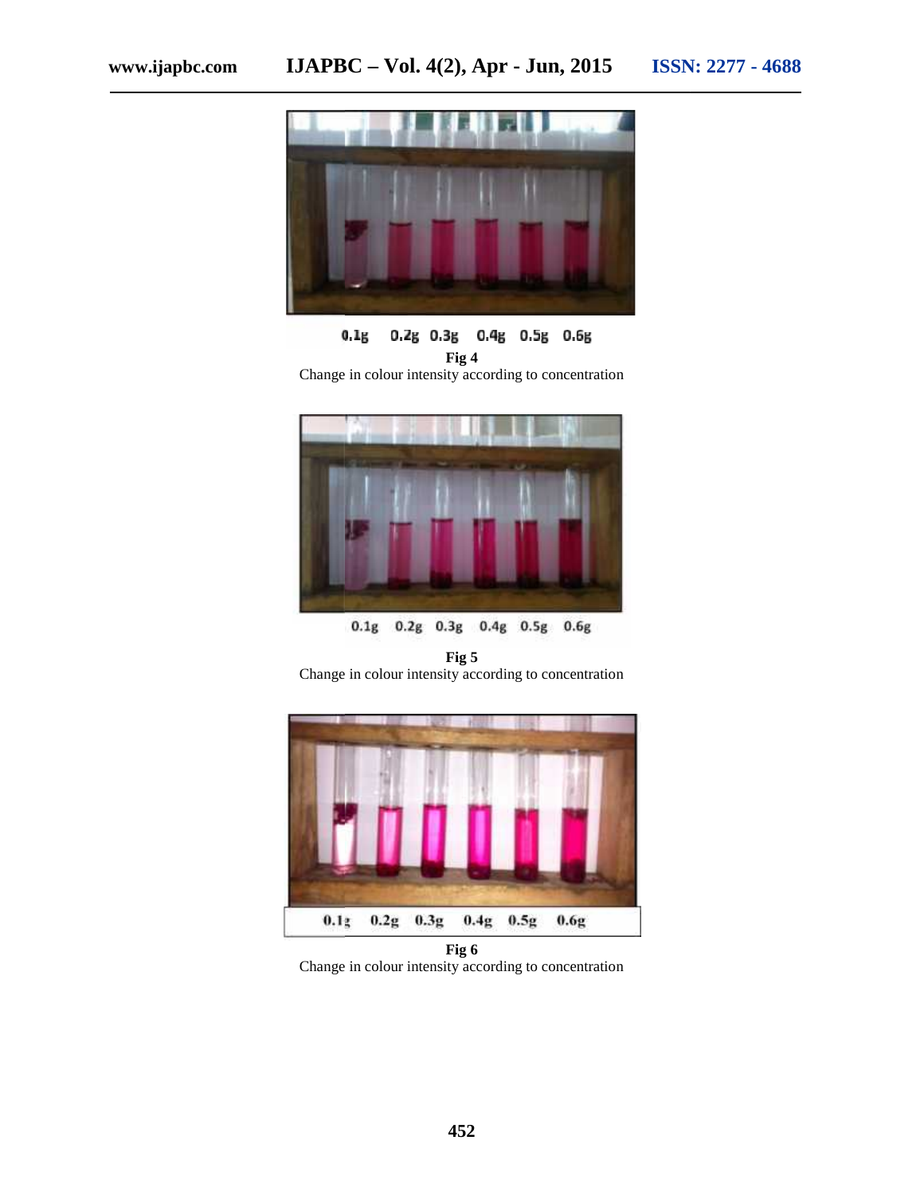0.1g 0.2g 0.3g 0.4g 0.5g 0.6g

**Fig 4**
Change in colour intensity according to concentration

0.1g 0.2g 0.3g 0.4g 0.5g 0.6g

**Fig 5**
Change in colour intensity according to concentration

0.1g 0.2g 0.3g 0.4g 0.5g 0.6g

**Fig 6**
Change in colour intensity according to concentration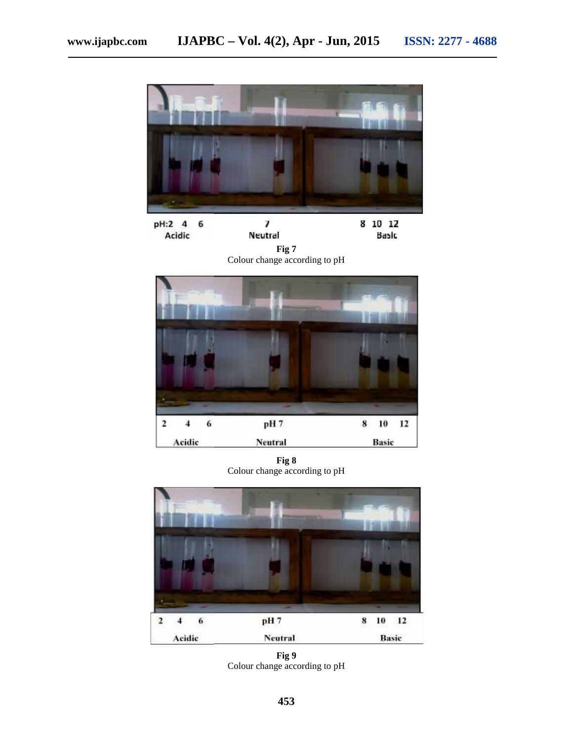pH:2 4 6 Acidic

7 Neutral

8 10 12 Basic

**Fig 7**
Colour change according to pH

| 2 | 4 | 6 | pH 7 | 8 | 10 | 12 |
|---|---|---|---|---|---|---|
| Acidic | | | Neutral | Basic | | |

**Fig 8**
Colour change according to pH

| 2 | 4 | 6 | pH 7 | 8 | 10 | 12 |
|---|---|---|---|---|---|---|
| Acidic | | | Neutral | Basic | | |

**Fig 9**
Colour change according to pH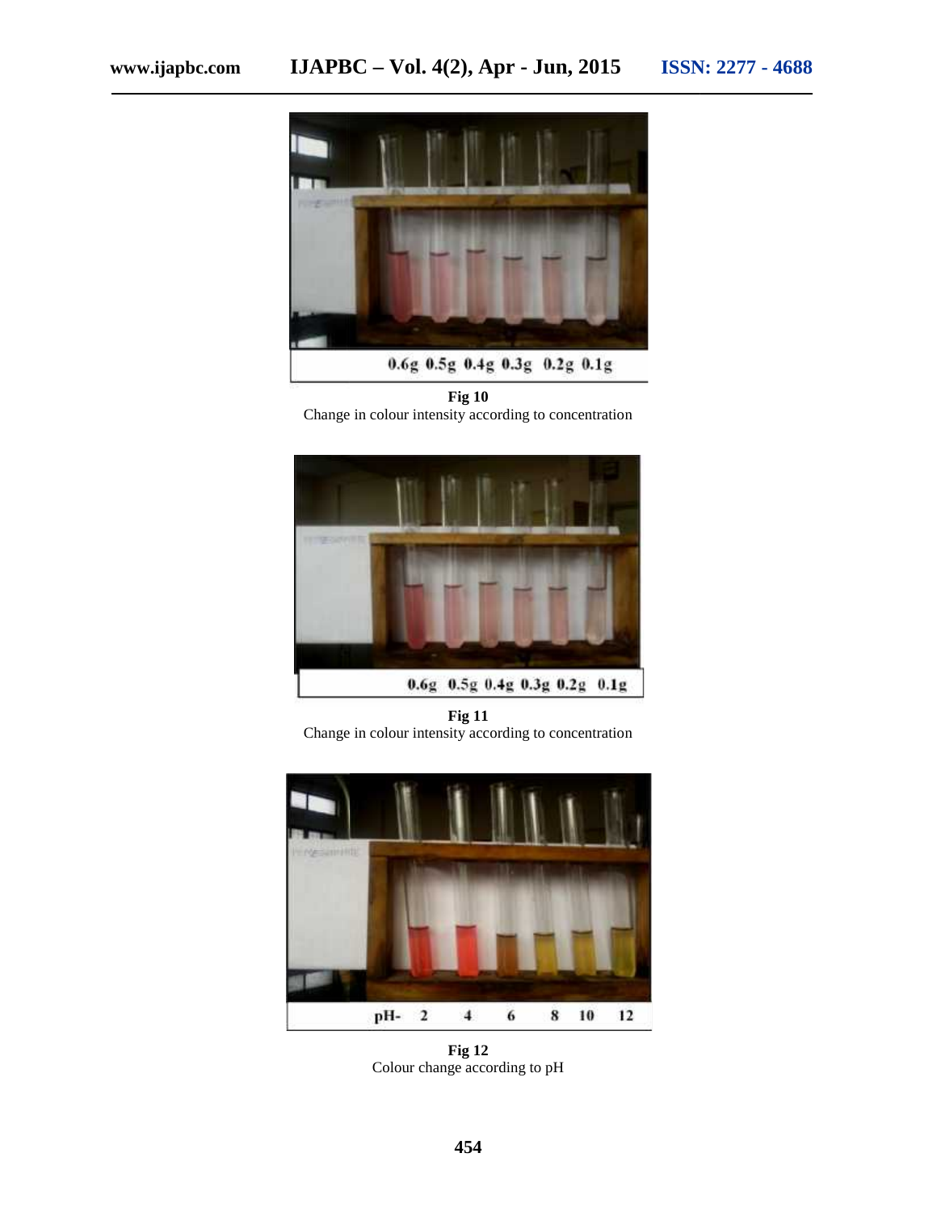0.6g 0.5g 0.4g 0.3g 0.2g 0.1g

**Fig 10**
Change in colour intensity according to concentration

0.6g 0.5g 0.4g 0.3g 0.2g 0.1g

**Fig 11**
Change in colour intensity according to concentration

pH- 2 4 6 8 10 12

**Fig 12**
Colour change according to pH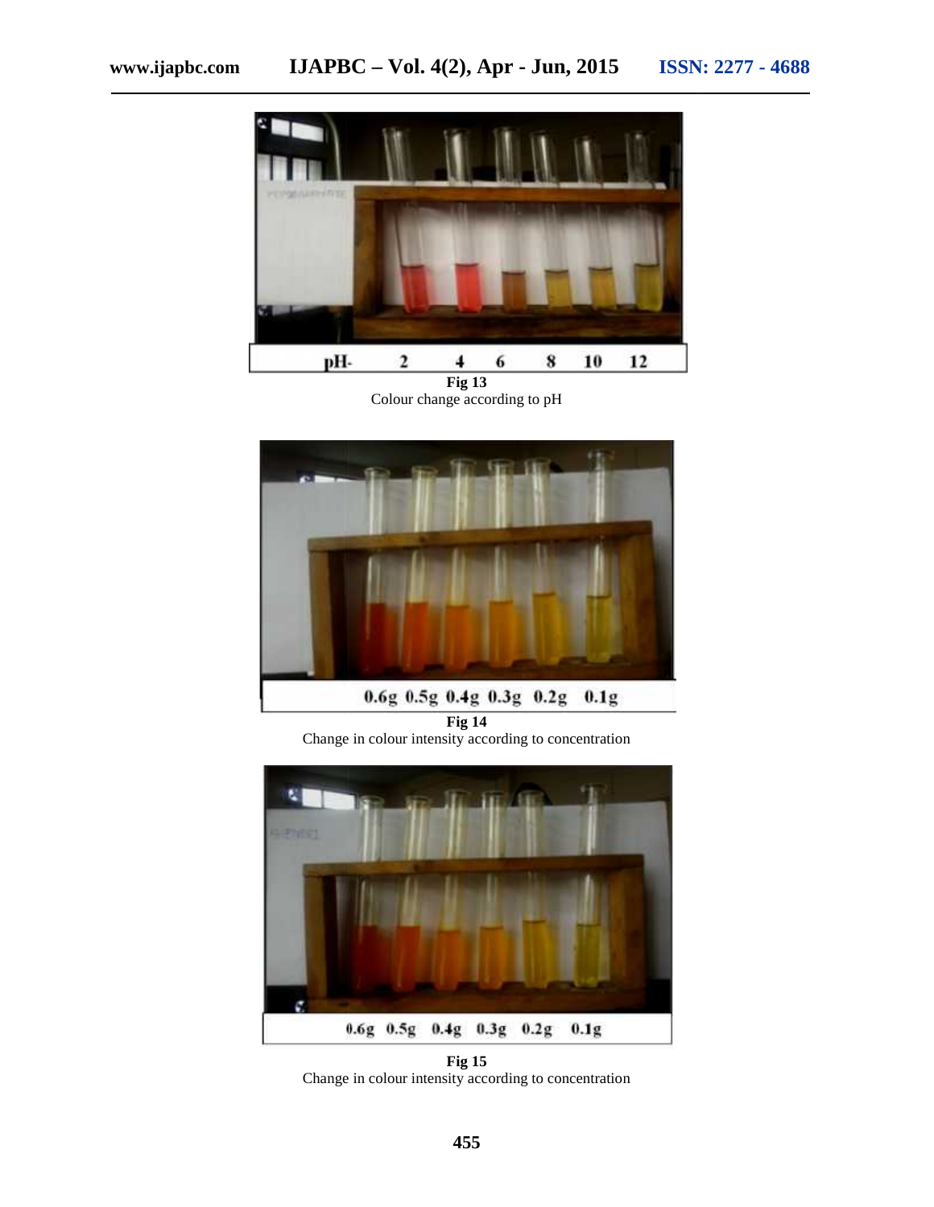pH- 2 4 6 8 10 12

**Fig 13**
Colour change according to pH

0.6g 0.5g 0.4g 0.3g 0.2g 0.1g

**Fig 14**
Change in colour intensity according to concentration

0.6g 0.5g 0.4g 0.3g 0.2g 0.1g

**Fig 15**
Change in colour intensity according to concentration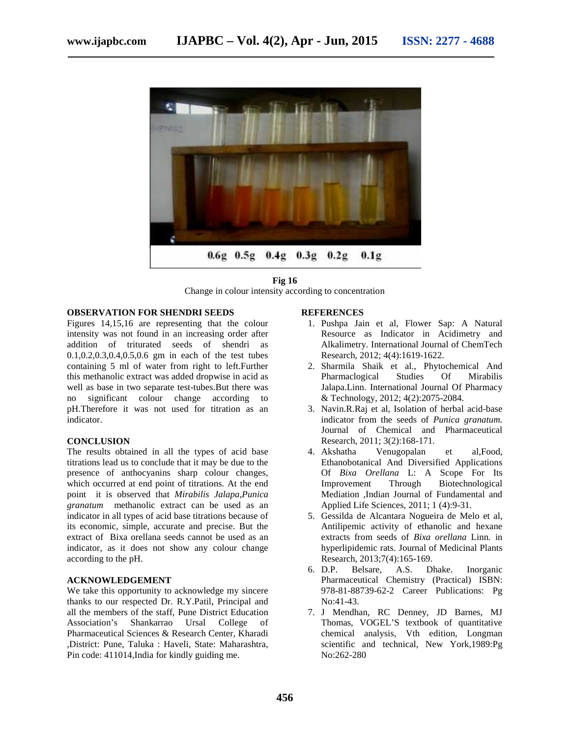0.6g 0.5g 0.4g 0.3g 0.2g 0.1g

**Fig 16**
Change in colour intensity according to concentration

### OBSERVATION FOR SHENDRI SEEDS

Figures 14,15,16 are representing that the colour intensity was not found in an increasing order after addition of triturated seeds of shendri as 0.1,0.2,0.3,0.4,0.5,0.6 gm in each of the test tubes containing 5 ml of water from right to left.Further this methanolic extract was added dropwise in acid as well as base in two separate test-tubes.But there was no significant colour change according to pH.Therefore it was not used for titration as an indicator.

### CONCLUSION

The results obtained in all the types of acid base titrations lead us to conclude that it may be due to the presence of anthocyanins sharp colour changes, which occurred at end point of titrations. At the end point it is observed that *Mirabilis Jalapa,Punica granatum* methanolic extract can be used as an indicator in all types of acid base titrations because of its economic, simple, accurate and precise. But the extract of Bixa orellana seeds cannot be used as an indicator, as it does not show any colour change according to the pH.

### ACKNOWLEDGEMENT

We take this opportunity to acknowledge my sincere thanks to our respected Dr. R.Y.Patil, Principal and all the members of the staff, Pune District Education Association's Shankarrao Ursal College of Pharmaceutical Sciences & Research Center, Kharadi ,District: Pune, Taluka : Haveli, State: Maharashtra, Pin code: 411014,India for kindly guiding me.

### REFERENCES

1. Pushpa Jain et al, Flower Sap: A Natural Resource as Indicator in Acidimetry and Alkalimetry. International Journal of ChemTech Research, 2012; 4(4):1619-1622.
2. Sharmila Shaik et al., Phytochemical And Pharmaclogical Studies Of Mirabilis Jalapa.Linn. International Journal Of Pharmacy & Technology, 2012; 4(2):2075-2084.
3. Navin.R.Raj et al, Isolation of herbal acid-base indicator from the seeds of *Punica granatum.* Journal of Chemical and Pharmaceutical Research, 2011; 3(2):168-171.
4. Akshatha Venugopalan et al,Food, Ethanobotanical And Diversified Applications Of *Bixa Orellana* L: A Scope For Its Improvement Through Biotechnological Mediation ,Indian Journal of Fundamental and Applied Life Sciences, 2011; 1 (4):9-31.
5. Gessilda de Alcantara Nogueira de Melo et al, Antilipemic activity of ethanolic and hexane extracts from seeds of *Bixa orellana* Linn*.* in hyperlipidemic rats. Journal of Medicinal Plants Research, 2013;7(4):165-169.
6. D.P. Belsare, A.S. Dhake. Inorganic Pharmaceutical Chemistry (Practical) ISBN: 978-81-88739-62-2 Career Publications: Pg No:41-43.
7. J Mendhan, RC Denney, JD Barnes, MJ Thomas, VOGEL'S textbook of quantitative chemical analysis, Vth edition, Longman scientific and technical, New York,1989:Pg No:262-280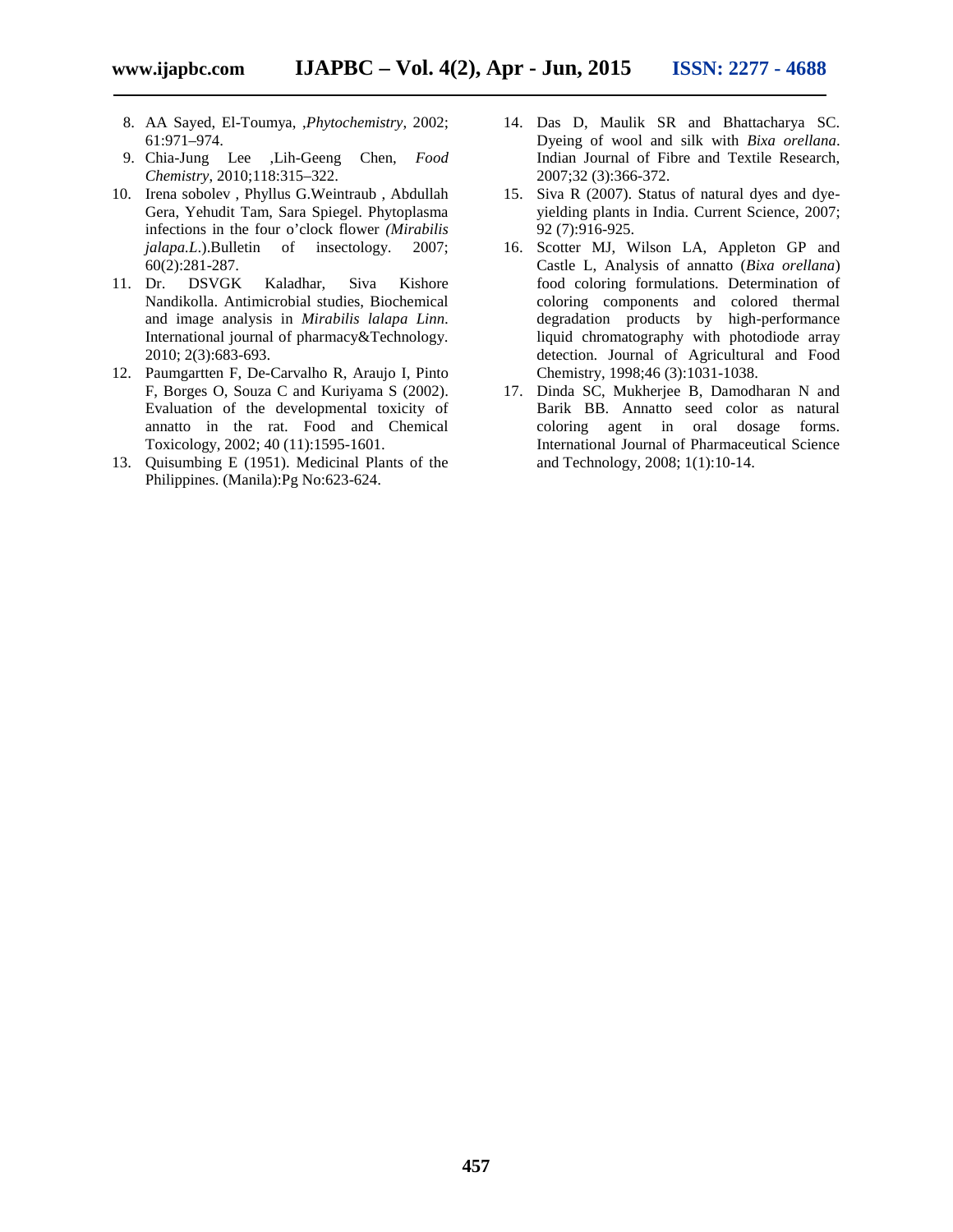8. AA Sayed, El-Toumya, ,*Phytochemistry*, 2002; 61:971–974.
9. Chia-Jung Lee ,Lih-Geeng Chen, *Food Chemistry*, 2010;118:315–322.
10. Irena sobolev , Phyllus G.Weintraub , Abdullah Gera, Yehudit Tam, Sara Spiegel. Phytoplasma infections in the four o'clock flower *(Mirabilis jalapa.L*.).Bulletin of insectology. 2007; 60(2):281-287.
11. Dr. DSVGK Kaladhar, Siva Kishore Nandikolla. Antimicrobial studies, Biochemical and image analysis in *Mirabilis lalapa Linn*. International journal of pharmacy&Technology. 2010; 2(3):683-693.
12. Paumgartten F, De-Carvalho R, Araujo I, Pinto F, Borges O, Souza C and Kuriyama S (2002). Evaluation of the developmental toxicity of annatto in the rat. Food and Chemical Toxicology, 2002; 40 (11):1595-1601.
13. Quisumbing E (1951). Medicinal Plants of the Philippines. (Manila):Pg No:623-624.
14. Das D, Maulik SR and Bhattacharya SC. Dyeing of wool and silk with *Bixa orellana*. Indian Journal of Fibre and Textile Research, 2007;32 (3):366-372.
15. Siva R (2007). Status of natural dyes and dye-yielding plants in India. Current Science, 2007; 92 (7):916-925.
16. Scotter MJ, Wilson LA, Appleton GP and Castle L, Analysis of annatto (*Bixa orellana*) food coloring formulations. Determination of coloring components and colored thermal degradation products by high-performance liquid chromatography with photodiode array detection. Journal of Agricultural and Food Chemistry, 1998;46 (3):1031-1038.
17. Dinda SC, Mukherjee B, Damodharan N and Barik BB. Annatto seed color as natural coloring agent in oral dosage forms. International Journal of Pharmaceutical Science and Technology, 2008; 1(1):10-14.